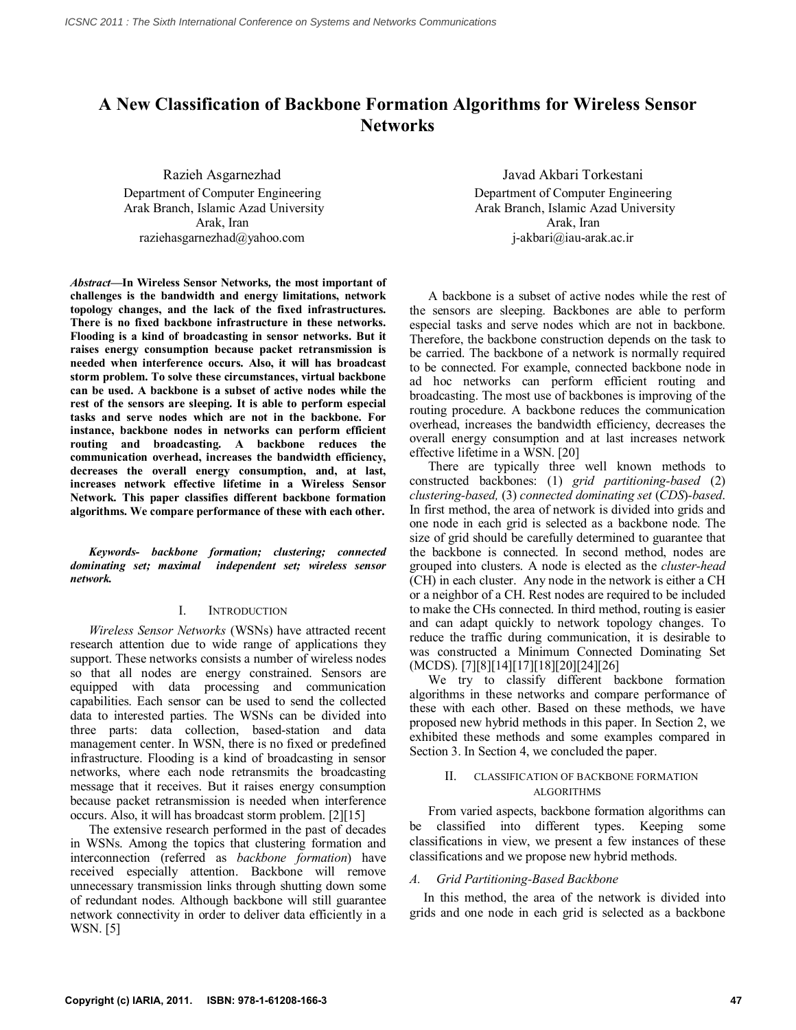# A New Classification of Backbone Formation Algorithms for Wireless Sensor Networks

Razieh Asgarnezhad
Department of Computer Engineering
Arak Branch, Islamic Azad University
Arak, Iran
raziehasgarnezhad@yahoo.com

Javad Akbari Torkestani
Department of Computer Engineering
Arak Branch, Islamic Azad University
Arak, Iran
j-akbari@iau-arak.ac.ir

***Abstract*—In Wireless Sensor Networks, the most important of challenges is the bandwidth and energy limitations, network topology changes, and the lack of the fixed infrastructures. There is no fixed backbone infrastructure in these networks. Flooding is a kind of broadcasting in sensor networks. But it raises energy consumption because packet retransmission is needed when interference occurs. Also, it will has broadcast storm problem. To solve these circumstances, virtual backbone can be used. A backbone is a subset of active nodes while the rest of the sensors are sleeping. It is able to perform especial tasks and serve nodes which are not in the backbone. For instance, backbone nodes in networks can perform efficient routing and broadcasting. A backbone reduces the communication overhead, increases the bandwidth efficiency, decreases the overall energy consumption, and, at last, increases network effective lifetime in a Wireless Sensor Network. This paper classifies different backbone formation algorithms. We compare performance of these with each other.**

***Keywords- backbone formation; clustering; connected dominating set; maximal independent set; wireless sensor network.***

## I. Introduction

*Wireless Sensor Networks* (WSNs) have attracted recent research attention due to wide range of applications they support. These networks consists a number of wireless nodes so that all nodes are energy constrained. Sensors are equipped with data processing and communication capabilities. Each sensor can be used to send the collected data to interested parties. The WSNs can be divided into three parts: data collection, based-station and data management center. In WSN, there is no fixed or predefined infrastructure. Flooding is a kind of broadcasting in sensor networks, where each node retransmits the broadcasting message that it receives. But it raises energy consumption because packet retransmission is needed when interference occurs. Also, it will has broadcast storm problem. [2][15]

The extensive research performed in the past of decades in WSNs. Among the topics that clustering formation and interconnection (referred as *backbone formation*) have received especially attention. Backbone will remove unnecessary transmission links through shutting down some of redundant nodes. Although backbone will still guarantee network connectivity in order to deliver data efficiently in a WSN. [5]

A backbone is a subset of active nodes while the rest of the sensors are sleeping. Backbones are able to perform especial tasks and serve nodes which are not in backbone. Therefore, the backbone construction depends on the task to be carried. The backbone of a network is normally required to be connected. For example, connected backbone node in ad hoc networks can perform efficient routing and broadcasting. The most use of backbones is improving of the routing procedure. A backbone reduces the communication overhead, increases the bandwidth efficiency, decreases the overall energy consumption and at last increases network effective lifetime in a WSN. [20]

There are typically three well known methods to constructed backbones: (1) *grid partitioning-based* (2) *clustering-based,* (3) *connected dominating set* (*CDS*)*-based*. In first method, the area of network is divided into grids and one node in each grid is selected as a backbone node. The size of grid should be carefully determined to guarantee that the backbone is connected. In second method, nodes are grouped into clusters. A node is elected as the *cluster-head* (CH) in each cluster. Any node in the network is either a CH or a neighbor of a CH. Rest nodes are required to be included to make the CHs connected. In third method, routing is easier and can adapt quickly to network topology changes. To reduce the traffic during communication, it is desirable to was constructed a Minimum Connected Dominating Set (MCDS). [7][8][14][17][18][20][24][26]

We try to classify different backbone formation algorithms in these networks and compare performance of these with each other. Based on these methods, we have proposed new hybrid methods in this paper. In Section 2, we exhibited these methods and some examples compared in Section 3. In Section 4, we concluded the paper.

## II. Classification of Backbone Formation Algorithms

From varied aspects, backbone formation algorithms can be classified into different types. Keeping some classifications in view, we present a few instances of these classifications and we propose new hybrid methods.

### A. Grid Partitioning-Based Backbone

In this method, the area of the network is divided into grids and one node in each grid is selected as a backbone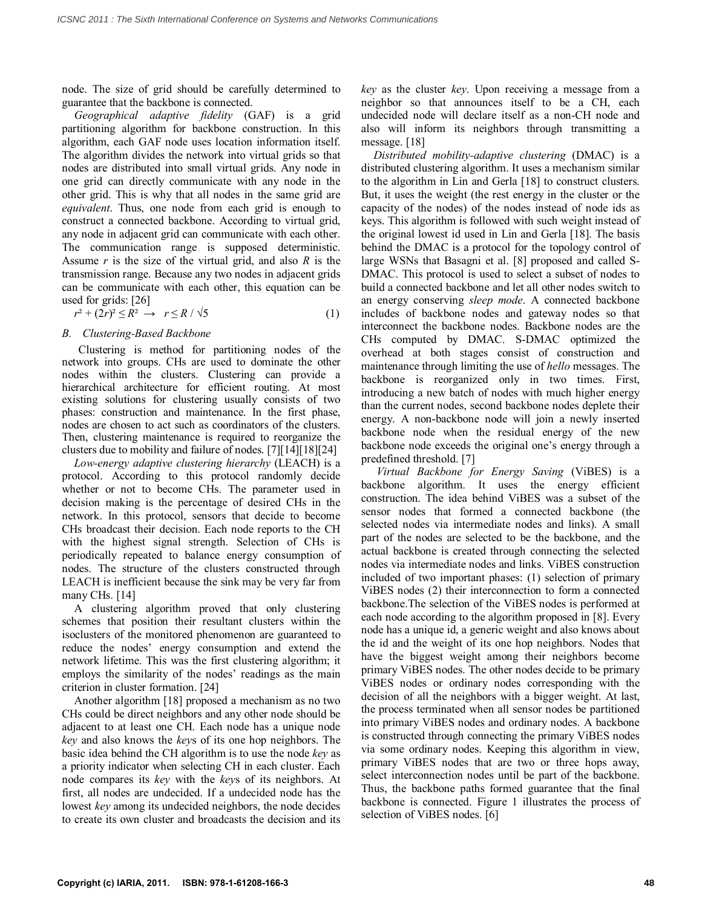node. The size of grid should be carefully determined to guarantee that the backbone is connected.

*Geographical adaptive fidelity* (GAF) is a grid partitioning algorithm for backbone construction. In this algorithm, each GAF node uses location information itself. The algorithm divides the network into virtual grids so that nodes are distributed into small virtual grids. Any node in one grid can directly communicate with any node in the other grid. This is why that all nodes in the same grid are *equivalent*. Thus, one node from each grid is enough to construct a connected backbone. According to virtual grid, any node in adjacent grid can communicate with each other. The communication range is supposed deterministic. Assume $r$ is the size of the virtual grid, and also $R$ is the transmission range. Because any two nodes in adjacent grids can be communicate with each other, this equation can be used for grids: [26]

$$r^2 + (2r)^2 \leq R^2 \rightarrow r \leq R / \sqrt{5} \tag{1}$$

### B. Clustering-Based Backbone

Clustering is method for partitioning nodes of the network into groups. CHs are used to dominate the other nodes within the clusters. Clustering can provide a hierarchical architecture for efficient routing. At most existing solutions for clustering usually consists of two phases: construction and maintenance. In the first phase, nodes are chosen to act such as coordinators of the clusters. Then, clustering maintenance is required to reorganize the clusters due to mobility and failure of nodes. [7][14][18][24]

*Low-energy adaptive clustering hierarchy* (LEACH) is a protocol. According to this protocol randomly decide whether or not to become CHs. The parameter used in decision making is the percentage of desired CHs in the network. In this protocol, sensors that decide to become CHs broadcast their decision. Each node reports to the CH with the highest signal strength. Selection of CHs is periodically repeated to balance energy consumption of nodes. The structure of the clusters constructed through LEACH is inefficient because the sink may be very far from many CHs. [14]

A clustering algorithm proved that only clustering schemes that position their resultant clusters within the isoclusters of the monitored phenomenon are guaranteed to reduce the nodes' energy consumption and extend the network lifetime. This was the first clustering algorithm; it employs the similarity of the nodes' readings as the main criterion in cluster formation. [24]

Another algorithm [18] proposed a mechanism as no two CHs could be direct neighbors and any other node should be adjacent to at least one CH. Each node has a unique node *key* and also knows the *key*s of its one hop neighbors. The basic idea behind the CH algorithm is to use the node *key* as a priority indicator when selecting CH in each cluster. Each node compares its *key* with the *key*s of its neighbors. At first, all nodes are undecided. If a undecided node has the lowest *key* among its undecided neighbors, the node decides to create its own cluster and broadcasts the decision and its *key* as the cluster *key*. Upon receiving a message from a neighbor so that announces itself to be a CH, each undecided node will declare itself as a non-CH node and also will inform its neighbors through transmitting a message. [18]

*Distributed mobility-adaptive clustering* (DMAC) is a distributed clustering algorithm. It uses a mechanism similar to the algorithm in Lin and Gerla [18] to construct clusters. But, it uses the weight (the rest energy in the cluster or the capacity of the nodes) of the nodes instead of node ids as keys. This algorithm is followed with such weight instead of the original lowest id used in Lin and Gerla [18]. The basis behind the DMAC is a protocol for the topology control of large WSNs that Basagni et al. [8] proposed and called S-DMAC. This protocol is used to select a subset of nodes to build a connected backbone and let all other nodes switch to an energy conserving *sleep mode*. A connected backbone includes of backbone nodes and gateway nodes so that interconnect the backbone nodes. Backbone nodes are the CHs computed by DMAC. S-DMAC optimized the overhead at both stages consist of construction and maintenance through limiting the use of *hello* messages. The backbone is reorganized only in two times. First, introducing a new batch of nodes with much higher energy than the current nodes, second backbone nodes deplete their energy. A non-backbone node will join a newly inserted backbone node when the residual energy of the new backbone node exceeds the original one's energy through a predefined threshold. [7]

*Virtual Backbone for Energy Saving* (ViBES) is a backbone algorithm. It uses the energy efficient construction. The idea behind ViBES was a subset of the sensor nodes that formed a connected backbone (the selected nodes via intermediate nodes and links). A small part of the nodes are selected to be the backbone, and the actual backbone is created through connecting the selected nodes via intermediate nodes and links. ViBES construction included of two important phases: (1) selection of primary ViBES nodes (2) their interconnection to form a connected backbone.The selection of the ViBES nodes is performed at each node according to the algorithm proposed in [8]. Every node has a unique id, a generic weight and also knows about the id and the weight of its one hop neighbors. Nodes that have the biggest weight among their neighbors become primary ViBES nodes. The other nodes decide to be primary ViBES nodes or ordinary nodes corresponding with the decision of all the neighbors with a bigger weight. At last, the process terminated when all sensor nodes be partitioned into primary ViBES nodes and ordinary nodes. A backbone is constructed through connecting the primary ViBES nodes via some ordinary nodes. Keeping this algorithm in view, primary ViBES nodes that are two or three hops away, select interconnection nodes until be part of the backbone. Thus, the backbone paths formed guarantee that the final backbone is connected. Figure 1 illustrates the process of selection of ViBES nodes. [6]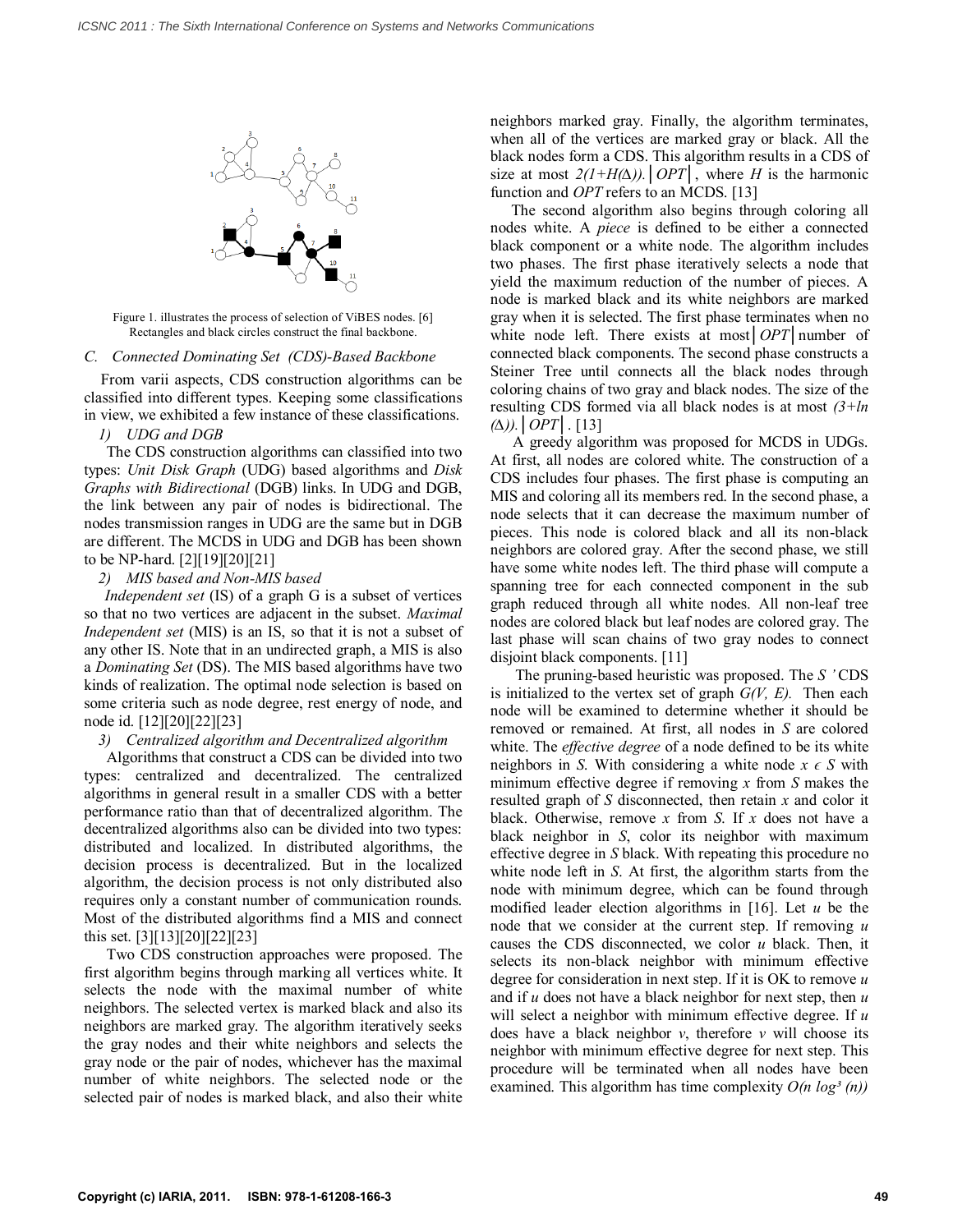Figure 1. illustrates the process of selection of ViBES nodes. [6] Rectangles and black circles construct the final backbone.

### C. Connected Dominating Set (CDS)-Based Backbone

From varii aspects, CDS construction algorithms can be classified into different types. Keeping some classifications in view, we exhibited a few instance of these classifications.

#### 1) UDG and DGB

The CDS construction algorithms can classified into two types: *Unit Disk Graph* (UDG) based algorithms and *Disk Graphs with Bidirectional* (DGB) links. In UDG and DGB, the link between any pair of nodes is bidirectional. The nodes transmission ranges in UDG are the same but in DGB are different. The MCDS in UDG and DGB has been shown to be NP-hard. [2][19][20][21]

#### 2) MIS based and Non-MIS based

*Independent set* (IS) of a graph G is a subset of vertices so that no two vertices are adjacent in the subset. *Maximal Independent set* (MIS) is an IS, so that it is not a subset of any other IS. Note that in an undirected graph, a MIS is also a *Dominating Set* (DS). The MIS based algorithms have two kinds of realization. The optimal node selection is based on some criteria such as node degree, rest energy of node, and node id. [12][20][22][23]

#### 3) Centralized algorithm and Decentralized algorithm

Algorithms that construct a CDS can be divided into two types: centralized and decentralized. The centralized algorithms in general result in a smaller CDS with a better performance ratio than that of decentralized algorithm. The decentralized algorithms also can be divided into two types: distributed and localized. In distributed algorithms, the decision process is decentralized. But in the localized algorithm, the decision process is not only distributed also requires only a constant number of communication rounds. Most of the distributed algorithms find a MIS and connect this set. [3][13][20][22][23]

Two CDS construction approaches were proposed. The first algorithm begins through marking all vertices white. It selects the node with the maximal number of white neighbors. The selected vertex is marked black and also its neighbors are marked gray. The algorithm iteratively seeks the gray nodes and their white neighbors and selects the gray node or the pair of nodes, whichever has the maximal number of white neighbors. The selected node or the selected pair of nodes is marked black, and also their white neighbors marked gray. Finally, the algorithm terminates, when all of the vertices are marked gray or black. All the black nodes form a CDS. This algorithm results in a CDS of size at most $2(1+H(\Delta)).|OPT|$, where $H$ is the harmonic function and *OPT* refers to an MCDS. [13]

The second algorithm also begins through coloring all nodes white. A *piece* is defined to be either a connected black component or a white node. The algorithm includes two phases. The first phase iteratively selects a node that yield the maximum reduction of the number of pieces. A node is marked black and its white neighbors are marked gray when it is selected. The first phase terminates when no white node left. There exists at most $|OPT|$ number of connected black components. The second phase constructs a Steiner Tree until connects all the black nodes through coloring chains of two gray and black nodes. The size of the resulting CDS formed via all black nodes is at most $(3+\ln(\Delta)).|OPT|$. [13]

A greedy algorithm was proposed for MCDS in UDGs. At first, all nodes are colored white. The construction of a CDS includes four phases. The first phase is computing an MIS and coloring all its members red. In the second phase, a node selects that it can decrease the maximum number of pieces. This node is colored black and all its non-black neighbors are colored gray. After the second phase, we still have some white nodes left. The third phase will compute a spanning tree for each connected component in the sub graph reduced through all white nodes. All non-leaf tree nodes are colored black but leaf nodes are colored gray. The last phase will scan chains of two gray nodes to connect disjoint black components. [11]

The pruning-based heuristic was proposed. The *S'* CDS is initialized to the vertex set of graph *G(V, E).* Then each node will be examined to determine whether it should be removed or remained. At first, all nodes in *S* are colored white. The *effective degree* of a node defined to be its white neighbors in *S.* With considering a white node $x \in S$ with minimum effective degree if removing *x* from *S* makes the resulted graph of *S* disconnected, then retain *x* and color it black. Otherwise, remove *x* from *S.* If *x* does not have a black neighbor in *S*, color its neighbor with maximum effective degree in *S* black. With repeating this procedure no white node left in *S*. At first, the algorithm starts from the node with minimum degree, which can be found through modified leader election algorithms in [16]. Let *u* be the node that we consider at the current step. If removing *u* causes the CDS disconnected, we color *u* black. Then, it selects its non-black neighbor with minimum effective degree for consideration in next step. If it is OK to remove *u* and if *u* does not have a black neighbor for next step, then *u* will select a neighbor with minimum effective degree. If *u* does have a black neighbor *v*, therefore *v* will choose its neighbor with minimum effective degree for next step. This procedure will be terminated when all nodes have been examined. This algorithm has time complexity $O(n \log^3(n))$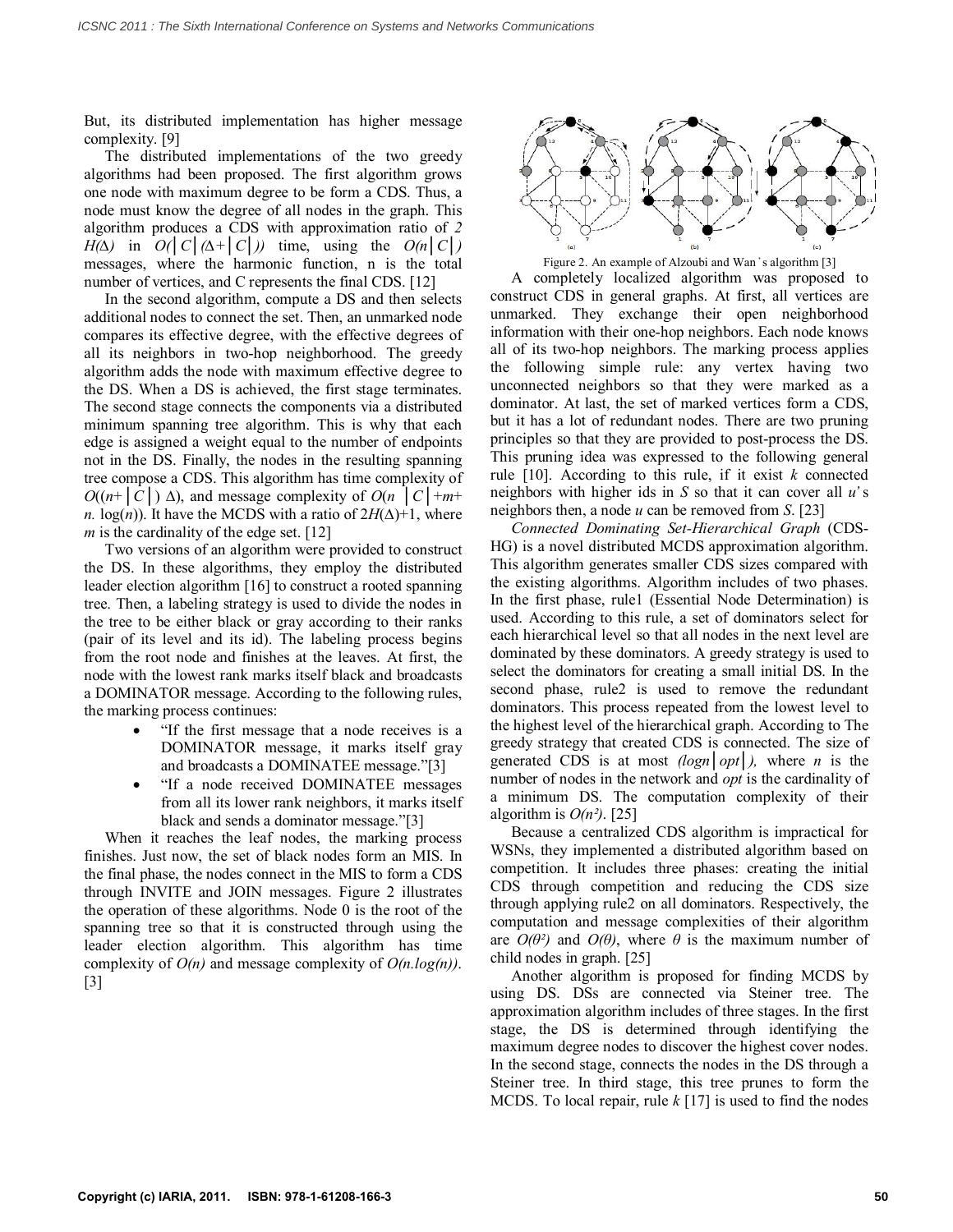But, its distributed implementation has higher message complexity. [9]

The distributed implementations of the two greedy algorithms had been proposed. The first algorithm grows one node with maximum degree to be form a CDS. Thus, a node must know the degree of all nodes in the graph. This algorithm produces a CDS with approximation ratio of $2H(\Delta)$ in $O(|C|(\Delta+|C|))$ time, using the $O(n|C|)$ messages, where the harmonic function, n is the total number of vertices, and C represents the final CDS. [12]

In the second algorithm, compute a DS and then selects additional nodes to connect the set. Then, an unmarked node compares its effective degree, with the effective degrees of all its neighbors in two-hop neighborhood. The greedy algorithm adds the node with maximum effective degree to the DS. When a DS is achieved, the first stage terminates. The second stage connects the components via a distributed minimum spanning tree algorithm. This is why that each edge is assigned a weight equal to the number of endpoints not in the DS. Finally, the nodes in the resulting spanning tree compose a CDS. This algorithm has time complexity of $O((n+|C|)\Delta)$, and message complexity of $O(n|C|+m+n.\log(n))$. It have the MCDS with a ratio of $2H(\Delta)+1$, where *m* is the cardinality of the edge set. [12]

Two versions of an algorithm were provided to construct the DS. In these algorithms, they employ the distributed leader election algorithm [16] to construct a rooted spanning tree. Then, a labeling strategy is used to divide the nodes in the tree to be either black or gray according to their ranks (pair of its level and its id). The labeling process begins from the root node and finishes at the leaves. At first, the node with the lowest rank marks itself black and broadcasts a DOMINATOR message. According to the following rules, the marking process continues:

- "If the first message that a node receives is a DOMINATOR message, it marks itself gray and broadcasts a DOMINATEE message."[3]
- "If a node received DOMINATEE messages from all its lower rank neighbors, it marks itself black and sends a dominator message."[3]

When it reaches the leaf nodes, the marking process finishes. Just now, the set of black nodes form an MIS. In the final phase, the nodes connect in the MIS to form a CDS through INVITE and JOIN messages. Figure 2 illustrates the operation of these algorithms. Node 0 is the root of the spanning tree so that it is constructed through using the leader election algorithm. This algorithm has time complexity of $O(n)$ and message complexity of $O(n.\log(n))$. [3]

Figure 2. An example of Alzoubi and Wan's algorithm [3]

A completely localized algorithm was proposed to construct CDS in general graphs. At first, all vertices are unmarked. They exchange their open neighborhood information with their one-hop neighbors. Each node knows all of its two-hop neighbors. The marking process applies the following simple rule: any vertex having two unconnected neighbors so that they were marked as a dominator. At last, the set of marked vertices form a CDS, but it has a lot of redundant nodes. There are two pruning principles so that they are provided to post-process the DS. This pruning idea was expressed to the following general rule [10]. According to this rule, if it exist *k* connected neighbors with higher ids in *S* so that it can cover all *u*'s neighbors then, a node *u* can be removed from *S*. [23]

*Connected Dominating Set-Hierarchical Graph* (CDS-HG) is a novel distributed MCDS approximation algorithm. This algorithm generates smaller CDS sizes compared with the existing algorithms. Algorithm includes of two phases. In the first phase, rule1 (Essential Node Determination) is used. According to this rule, a set of dominators select for each hierarchical level so that all nodes in the next level are dominated by these dominators. A greedy strategy is used to select the dominators for creating a small initial DS. In the second phase, rule2 is used to remove the redundant dominators. This process repeated from the lowest level to the highest level of the hierarchical graph. According to The greedy strategy that created CDS is connected. The size of generated CDS is at most $(\log n|opt|)$, where *n* is the number of nodes in the network and *opt* is the cardinality of a minimum DS. The computation complexity of their algorithm is $O(n^2)$. [25]

Because a centralized CDS algorithm is impractical for WSNs, they implemented a distributed algorithm based on competition. It includes three phases: creating the initial CDS through competition and reducing the CDS size through applying rule2 on all dominators. Respectively, the computation and message complexities of their algorithm are $O(\theta^2)$ and $O(\theta)$, where $\theta$ is the maximum number of child nodes in graph. [25]

Another algorithm is proposed for finding MCDS by using DS. DSs are connected via Steiner tree. The approximation algorithm includes of three stages. In the first stage, the DS is determined through identifying the maximum degree nodes to discover the highest cover nodes. In the second stage, connects the nodes in the DS through a Steiner tree. In third stage, this tree prunes to form the MCDS. To local repair, rule *k* [17] is used to find the nodes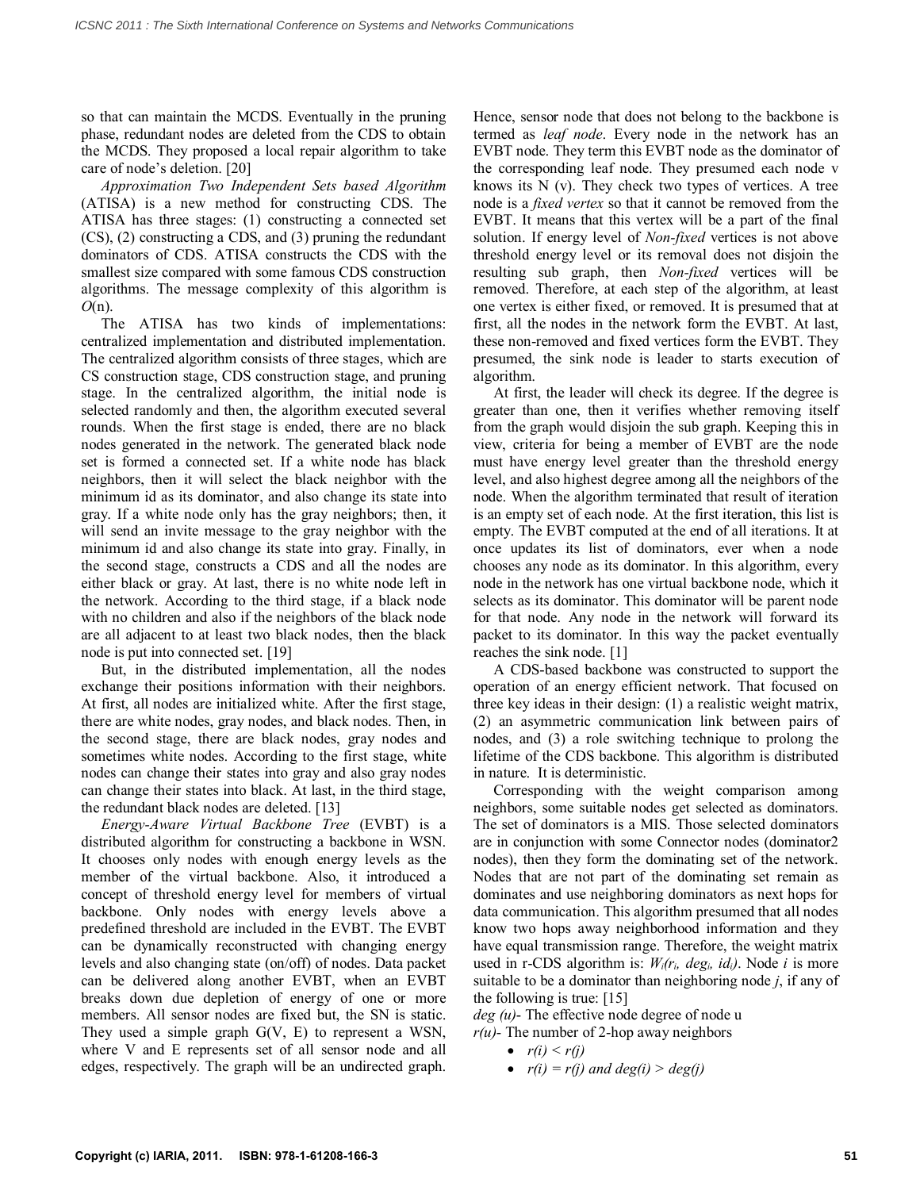so that can maintain the MCDS. Eventually in the pruning phase, redundant nodes are deleted from the CDS to obtain the MCDS. They proposed a local repair algorithm to take care of node's deletion. [20]

*Approximation Two Independent Sets based Algorithm* (ATISA) is a new method for constructing CDS. The ATISA has three stages: (1) constructing a connected set (CS), (2) constructing a CDS, and (3) pruning the redundant dominators of CDS. ATISA constructs the CDS with the smallest size compared with some famous CDS construction algorithms. The message complexity of this algorithm is $O(n)$.

The ATISA has two kinds of implementations: centralized implementation and distributed implementation. The centralized algorithm consists of three stages, which are CS construction stage, CDS construction stage, and pruning stage. In the centralized algorithm, the initial node is selected randomly and then, the algorithm executed several rounds. When the first stage is ended, there are no black nodes generated in the network. The generated black node set is formed a connected set. If a white node has black neighbors, then it will select the black neighbor with the minimum id as its dominator, and also change its state into gray. If a white node only has the gray neighbors; then, it will send an invite message to the gray neighbor with the minimum id and also change its state into gray. Finally, in the second stage, constructs a CDS and all the nodes are either black or gray. At last, there is no white node left in the network. According to the third stage, if a black node with no children and also if the neighbors of the black node are all adjacent to at least two black nodes, then the black node is put into connected set. [19]

But, in the distributed implementation, all the nodes exchange their positions information with their neighbors. At first, all nodes are initialized white. After the first stage, there are white nodes, gray nodes, and black nodes. Then, in the second stage, there are black nodes, gray nodes and sometimes white nodes. According to the first stage, white nodes can change their states into gray and also gray nodes can change their states into black. At last, in the third stage, the redundant black nodes are deleted. [13]

*Energy-Aware Virtual Backbone Tree* (EVBT) is a distributed algorithm for constructing a backbone in WSN. It chooses only nodes with enough energy levels as the member of the virtual backbone. Also, it introduced a concept of threshold energy level for members of virtual backbone. Only nodes with energy levels above a predefined threshold are included in the EVBT. The EVBT can be dynamically reconstructed with changing energy levels and also changing state (on/off) of nodes. Data packet can be delivered along another EVBT, when an EVBT breaks down due depletion of energy of one or more members. All sensor nodes are fixed but, the SN is static. They used a simple graph G(V, E) to represent a WSN, where V and E represents set of all sensor node and all edges, respectively. The graph will be an undirected graph. Hence, sensor node that does not belong to the backbone is termed as *leaf node*. Every node in the network has an EVBT node. They term this EVBT node as the dominator of the corresponding leaf node. They presumed each node v knows its N (v). They check two types of vertices. A tree node is a *fixed vertex* so that it cannot be removed from the EVBT. It means that this vertex will be a part of the final solution. If energy level of *Non-fixed* vertices is not above threshold energy level or its removal does not disjoin the resulting sub graph, then *Non-fixed* vertices will be removed. Therefore, at each step of the algorithm, at least one vertex is either fixed, or removed. It is presumed that at first, all the nodes in the network form the EVBT. At last, these non-removed and fixed vertices form the EVBT. They presumed, the sink node is leader to starts execution of algorithm.

At first, the leader will check its degree. If the degree is greater than one, then it verifies whether removing itself from the graph would disjoin the sub graph. Keeping this in view, criteria for being a member of EVBT are the node must have energy level greater than the threshold energy level, and also highest degree among all the neighbors of the node. When the algorithm terminated that result of iteration is an empty set of each node. At the first iteration, this list is empty. The EVBT computed at the end of all iterations. It at once updates its list of dominators, ever when a node chooses any node as its dominator. In this algorithm, every node in the network has one virtual backbone node, which it selects as its dominator. This dominator will be parent node for that node. Any node in the network will forward its packet to its dominator. In this way the packet eventually reaches the sink node. [1]

A CDS-based backbone was constructed to support the operation of an energy efficient network. That focused on three key ideas in their design: (1) a realistic weight matrix, (2) an asymmetric communication link between pairs of nodes, and (3) a role switching technique to prolong the lifetime of the CDS backbone. This algorithm is distributed in nature. It is deterministic.

Corresponding with the weight comparison among neighbors, some suitable nodes get selected as dominators. The set of dominators is a MIS. Those selected dominators are in conjunction with some Connector nodes (dominator2 nodes), then they form the dominating set of the network. Nodes that are not part of the dominating set remain as dominates and use neighboring dominators as next hops for data communication. This algorithm presumed that all nodes know two hops away neighborhood information and they have equal transmission range. Therefore, the weight matrix used in r-CDS algorithm is: $W_i(r_i, deg_i, id_i)$. Node $i$ is more suitable to be a dominator than neighboring node $j$, if any of the following is true: [15]

*deg (u)*- The effective node degree of node u

*r(u)*- The number of 2-hop away neighbors

- $r(i) < r(j)$
- $r(i) = r(j)$ and $deg(i) > deg(j)$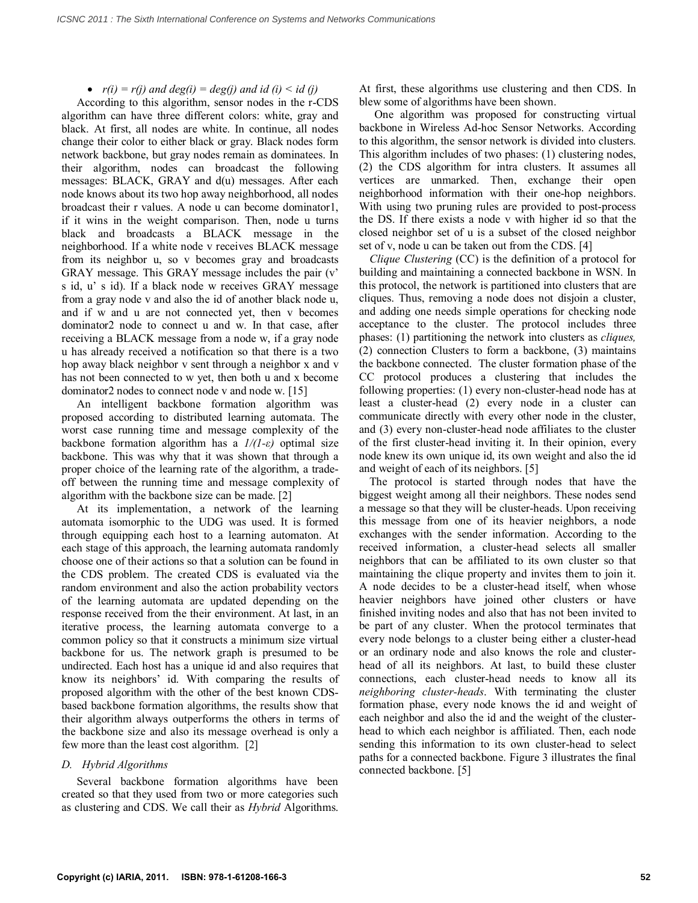- $r(i) = r(j)$ and $deg(i) = deg(j)$ and $id\ (i) < id\ (j)$

According to this algorithm, sensor nodes in the r-CDS algorithm can have three different colors: white, gray and black. At first, all nodes are white. In continue, all nodes change their color to either black or gray. Black nodes form network backbone, but gray nodes remain as dominatees. In their algorithm, nodes can broadcast the following messages: BLACK, GRAY and d(u) messages. After each node knows about its two hop away neighborhood, all nodes broadcast their r values. A node u can become dominator1, if it wins in the weight comparison. Then, node u turns black and broadcasts a BLACK message in the neighborhood. If a white node v receives BLACK message from its neighbor u, so v becomes gray and broadcasts GRAY message. This GRAY message includes the pair (v' s id, u' s id). If a black node w receives GRAY message from a gray node v and also the id of another black node u, and if w and u are not connected yet, then v becomes dominator2 node to connect u and w. In that case, after receiving a BLACK message from a node w, if a gray node u has already received a notification so that there is a two hop away black neighbor v sent through a neighbor x and v has not been connected to w yet, then both u and x become dominator2 nodes to connect node v and node w. [15]

An intelligent backbone formation algorithm was proposed according to distributed learning automata. The worst case running time and message complexity of the backbone formation algorithm has a $1/(1\text{-}\varepsilon)$ optimal size backbone. This was why that it was shown that through a proper choice of the learning rate of the algorithm, a trade-off between the running time and message complexity of algorithm with the backbone size can be made. [2]

At its implementation, a network of the learning automata isomorphic to the UDG was used. It is formed through equipping each host to a learning automaton. At each stage of this approach, the learning automata randomly choose one of their actions so that a solution can be found in the CDS problem. The created CDS is evaluated via the random environment and also the action probability vectors of the learning automata are updated depending on the response received from the their environment. At last, in an iterative process, the learning automata converge to a common policy so that it constructs a minimum size virtual backbone for us. The network graph is presumed to be undirected. Each host has a unique id and also requires that know its neighbors' id. With comparing the results of proposed algorithm with the other of the best known CDS-based backbone formation algorithms, the results show that their algorithm always outperforms the others in terms of the backbone size and also its message overhead is only a few more than the least cost algorithm. [2]

### D. Hybrid Algorithms

Several backbone formation algorithms have been created so that they used from two or more categories such as clustering and CDS. We call their as *Hybrid* Algorithms. At first, these algorithms use clustering and then CDS. In blew some of algorithms have been shown.

One algorithm was proposed for constructing virtual backbone in Wireless Ad-hoc Sensor Networks. According to this algorithm, the sensor network is divided into clusters. This algorithm includes of two phases: (1) clustering nodes, (2) the CDS algorithm for intra clusters. It assumes all vertices are unmarked. Then, exchange their open neighborhood information with their one-hop neighbors. With using two pruning rules are provided to post-process the DS. If there exists a node v with higher id so that the closed neighbor set of u is a subset of the closed neighbor set of v, node u can be taken out from the CDS. [4]

*Clique Clustering* (CC) is the definition of a protocol for building and maintaining a connected backbone in WSN. In this protocol, the network is partitioned into clusters that are cliques. Thus, removing a node does not disjoin a cluster, and adding one needs simple operations for checking node acceptance to the cluster. The protocol includes three phases: (1) partitioning the network into clusters as *cliques,* (2) connection Clusters to form a backbone, (3) maintains the backbone connected. The cluster formation phase of the CC protocol produces a clustering that includes the following properties: (1) every non-cluster-head node has at least a cluster-head (2) every node in a cluster can communicate directly with every other node in the cluster, and (3) every non-cluster-head node affiliates to the cluster of the first cluster-head inviting it. In their opinion, every node knew its own unique id, its own weight and also the id and weight of each of its neighbors. [5]

The protocol is started through nodes that have the biggest weight among all their neighbors. These nodes send a message so that they will be cluster-heads. Upon receiving this message from one of its heavier neighbors, a node exchanges with the sender information. According to the received information, a cluster-head selects all smaller neighbors that can be affiliated to its own cluster so that maintaining the clique property and invites them to join it. A node decides to be a cluster-head itself, when whose heavier neighbors have joined other clusters or have finished inviting nodes and also that has not been invited to be part of any cluster. When the protocol terminates that every node belongs to a cluster being either a cluster-head or an ordinary node and also knows the role and cluster-head of all its neighbors. At last, to build these cluster connections, each cluster-head needs to know all its *neighboring cluster-heads*. With terminating the cluster formation phase, every node knows the id and weight of each neighbor and also the id and the weight of the cluster-head to which each neighbor is affiliated. Then, each node sending this information to its own cluster-head to select paths for a connected backbone. Figure 3 illustrates the final connected backbone. [5]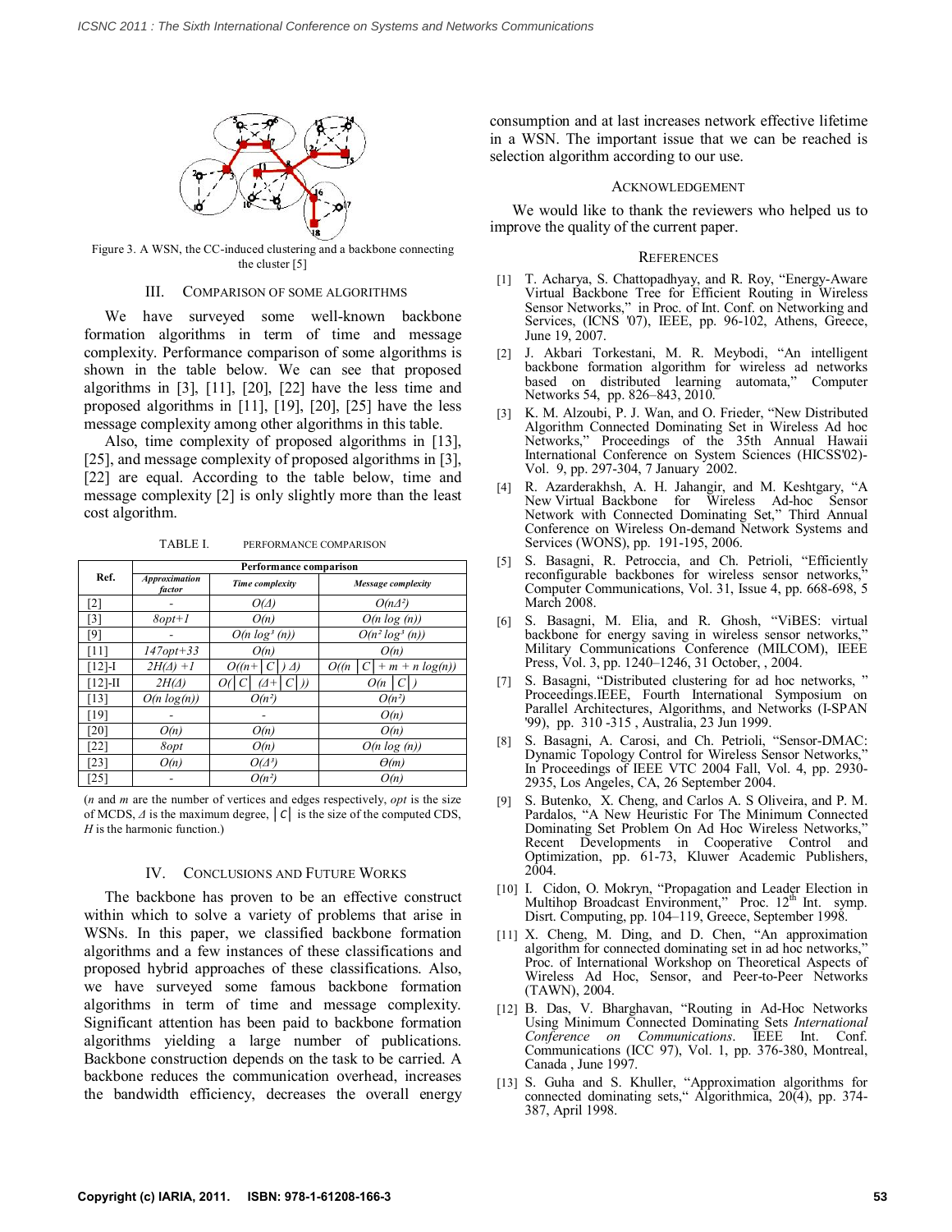Figure 3. A WSN, the CC-induced clustering and a backbone connecting the cluster [5]

## III. COMPARISON OF SOME ALGORITHMS

We have surveyed some well-known backbone formation algorithms in term of time and message complexity. Performance comparison of some algorithms is shown in the table below. We can see that proposed algorithms in [3], [11], [20], [22] have the less time and proposed algorithms in [11], [19], [20], [25] have the less message complexity among other algorithms in this table.

Also, time complexity of proposed algorithms in [13], [25], and message complexity of proposed algorithms in [3], [22] are equal. According to the table below, time and message complexity [2] is only slightly more than the least cost algorithm.

TABLE I. PERFORMANCE COMPARISON

| Ref. | Performance comparison | | |
|---|---|---|---|
| | *Approximation factor* | *Time complexity* | *Message complexity* |
| [2] | - | $O(\Delta)$ | $O(n\Delta^2)$ |
| [3] | $8opt+1$ | $O(n)$ | $O(n \log (n))$ |
| [9] | - | $O(n \log^3 (n))$ | $O(n^2 \log^3 (n))$ |
| [11] | $147opt+33$ | $O(n)$ | $O(n)$ |
| [12]-I | $2H(\Delta)+1$ | $O((n+\|C\|)\Delta)$ | $O(n\|C\| + m + n \log(n))$ |
| [12]-II | $2H(\Delta)$ | $O(\|C\|(\Delta+\|C\|))$ | $O(n\|C\|)$ |
| [13] | $O(n \log(n))$ | $O(n^2)$ | $O(n^2)$ |
| [19] | - | - | $O(n)$ |
| [20] | $O(n)$ | $O(n)$ | $O(n)$ |
| [22] | $8opt$ | $O(n)$ | $O(n \log (n))$ |
| [23] | $O(n)$ | $O(\Delta^3)$ | $\Theta(m)$ |
| [25] | - | $O(n^2)$ | $O(n)$ |

($n$ and $m$ are the number of vertices and edges respectively, *opt* is the size of MCDS, $\Delta$ is the maximum degree, $|C|$ is the size of the computed CDS, $H$ is the harmonic function.)

## IV. CONCLUSIONS AND FUTURE WORKS

The backbone has proven to be an effective construct within which to solve a variety of problems that arise in WSNs. In this paper, we classified backbone formation algorithms and a few instances of these classifications and proposed hybrid approaches of these classifications. Also, we have surveyed some famous backbone formation algorithms in term of time and message complexity. Significant attention has been paid to backbone formation algorithms yielding a large number of publications. Backbone construction depends on the task to be carried. A backbone reduces the communication overhead, increases the bandwidth efficiency, decreases the overall energy consumption and at last increases network effective lifetime in a WSN. The important issue that we can be reached is selection algorithm according to our use.

## ACKNOWLEDGEMENT

We would like to thank the reviewers who helped us to improve the quality of the current paper.

## REFERENCES

[1] T. Acharya, S. Chattopadhyay, and R. Roy, "Energy-Aware Virtual Backbone Tree for Efficient Routing in Wireless Sensor Networks," in Proc. of Int. Conf. on Networking and Services, (ICNS '07), IEEE, pp. 96-102, Athens, Greece, June 19, 2007.

[2] J. Akbari Torkestani, M. R. Meybodi, "An intelligent backbone formation algorithm for wireless ad networks based on distributed learning automata," Computer Networks 54, pp. 826–843, 2010.

[3] K. M. Alzoubi, P. J. Wan, and O. Frieder, "New Distributed Algorithm Connected Dominating Set in Wireless Ad hoc Networks," Proceedings of the 35th Annual Hawaii International Conference on System Sciences (HICSS'02)- Vol. 9, pp. 297-304, 7 January 2002.

[4] R. Azarderakhsh, A. H. Jahangir, and M. Keshtgary, "A New Virtual Backbone for Wireless Ad-hoc Sensor Network with Connected Dominating Set," Third Annual Conference on Wireless On-demand Network Systems and Services (WONS), pp. 191-195, 2006.

[5] S. Basagni, R. Petroccia, and Ch. Petrioli, "Efficiently reconfigurable backbones for wireless sensor networks," Computer Communications, Vol. 31, Issue 4, pp. 668-698, 5 March 2008.

[6] S. Basagni, M. Elia, and R. Ghosh, "ViBES: virtual backbone for energy saving in wireless sensor networks," Military Communications Conference (MILCOM), IEEE Press, Vol. 3, pp. 1240–1246, 31 October, , 2004.

[7] S. Basagni, "Distributed clustering for ad hoc networks, " Proceedings.IEEE, Fourth International Symposium on Parallel Architectures, Algorithms, and Networks (I-SPAN '99), pp. 310 -315 , Australia, 23 Jun 1999.

[8] S. Basagni, A. Carosi, and Ch. Petrioli, "Sensor-DMAC: Dynamic Topology Control for Wireless Sensor Networks," In Proceedings of IEEE VTC 2004 Fall, Vol. 4, pp. 2930-2935, Los Angeles, CA, 26 September 2004.

[9] S. Butenko, X. Cheng, and Carlos A. S Oliveira, and P. M. Pardalos, "A New Heuristic For The Minimum Connected Dominating Set Problem On Ad Hoc Wireless Networks," Recent Developments in Cooperative Control and Optimization, pp. 61-73, Kluwer Academic Publishers, 2004.

[10] I. Cidon, O. Mokryn, "Propagation and Leader Election in Multihop Broadcast Environment," Proc. 12th Int. symp. Disrt. Computing, pp. 104–119, Greece, September 1998.

[11] X. Cheng, M. Ding, and D. Chen, "An approximation algorithm for connected dominating set in ad hoc networks," Proc. of International Workshop on Theoretical Aspects of Wireless Ad Hoc, Sensor, and Peer-to-Peer Networks (TAWN), 2004.

[12] B. Das, V. Bharghavan, "Routing in Ad-Hoc Networks Using Minimum Connected Dominating Sets *International Conference on Communications*. IEEE Int. Conf. Communications (ICC 97), Vol. 1, pp. 376-380, Montreal, Canada , June 1997.

[13] S. Guha and S. Khuller, "Approximation algorithms for connected dominating sets," Algorithmica, 20(4), pp. 374-387, April 1998.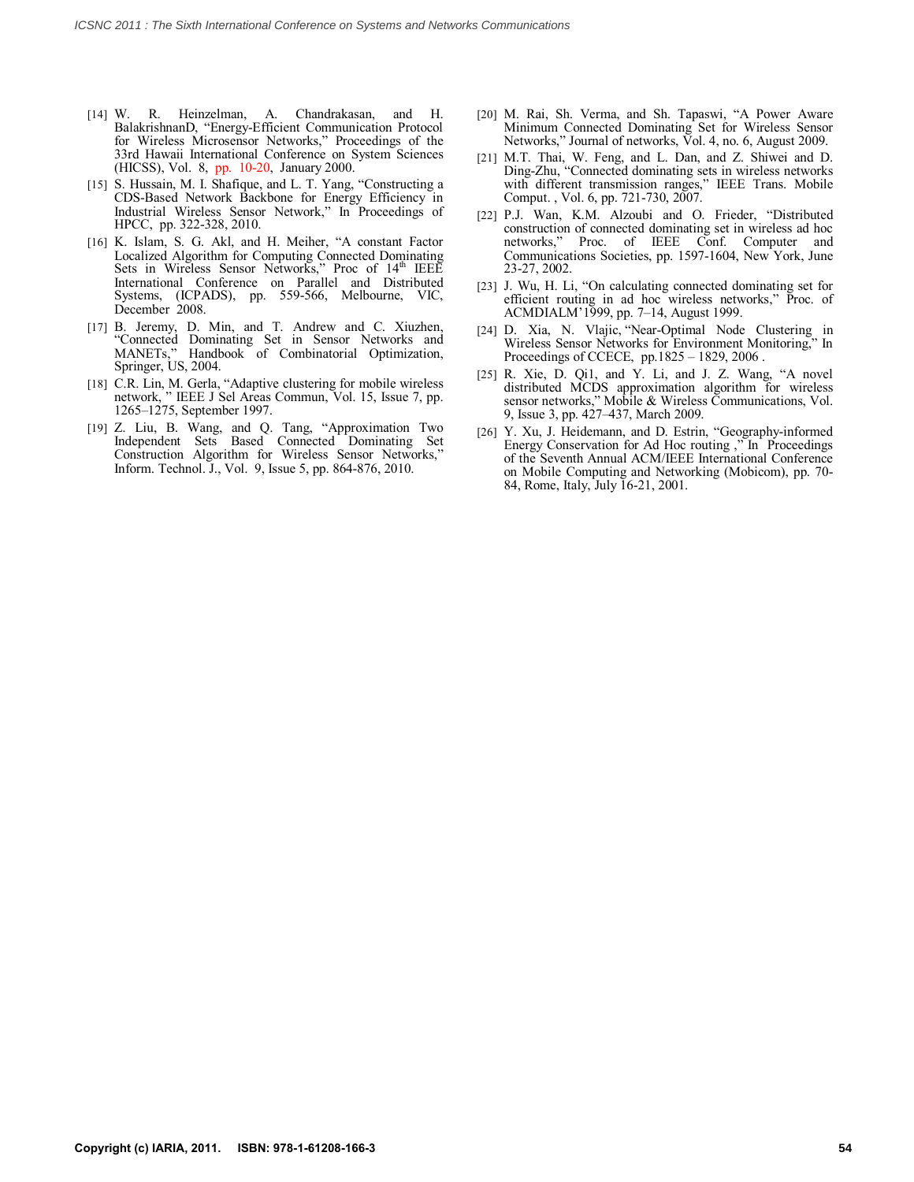[14] W. R. Heinzelman, A. Chandrakasan, and H. BalakrishnanD, “Energy-Efficient Communication Protocol for Wireless Microsensor Networks,” Proceedings of the 33rd Hawaii International Conference on System Sciences (HICSS), Vol. 8, pp. 10-20, January 2000.

[15] S. Hussain, M. I. Shafique, and L. T. Yang, “Constructing a CDS-Based Network Backbone for Energy Efficiency in Industrial Wireless Sensor Network,” In Proceedings of HPCC, pp. 322-328, 2010.

[16] K. Islam, S. G. Akl, and H. Meiher, “A constant Factor Localized Algorithm for Computing Connected Dominating Sets in Wireless Sensor Networks,” Proc of 14th IEEE International Conference on Parallel and Distributed Systems, (ICPADS), pp. 559-566, Melbourne, VIC, December 2008.

[17] B. Jeremy, D. Min, and T. Andrew and C. Xiuzhen, “Connected Dominating Set in Sensor Networks and MANETs,” Handbook of Combinatorial Optimization, Springer, US, 2004.

[18] C.R. Lin, M. Gerla, “Adaptive clustering for mobile wireless network, ” IEEE J Sel Areas Commun, Vol. 15, Issue 7, pp. 1265–1275, September 1997.

[19] Z. Liu, B. Wang, and Q. Tang, “Approximation Two Independent Sets Based Connected Dominating Set Construction Algorithm for Wireless Sensor Networks,” Inform. Technol. J., Vol. 9, Issue 5, pp. 864-876, 2010.

[20] M. Rai, Sh. Verma, and Sh. Tapaswi, “A Power Aware Minimum Connected Dominating Set for Wireless Sensor Networks,” Journal of networks, Vol. 4, no. 6, August 2009.

[21] M.T. Thai, W. Feng, and L. Dan, and Z. Shiwei and D. Ding-Zhu, “Connected dominating sets in wireless networks with different transmission ranges,” IEEE Trans. Mobile Comput. , Vol. 6, pp. 721-730, 2007.

[22] P.J. Wan, K.M. Alzoubi and O. Frieder, “Distributed construction of connected dominating set in wireless ad hoc networks,” Proc. of IEEE Conf. Computer and Communications Societies, pp. 1597-1604, New York, June 23-27, 2002.

[23] J. Wu, H. Li, “On calculating connected dominating set for efficient routing in ad hoc wireless networks,” Proc. of ACMDIALM’1999, pp. 7–14, August 1999.

[24] D. Xia, N. Vlajic, “Near-Optimal Node Clustering in Wireless Sensor Networks for Environment Monitoring,” In Proceedings of CCECE, pp.1825 – 1829, 2006 .

[25] R. Xie, D. Qi1, and Y. Li, and J. Z. Wang, “A novel distributed MCDS approximation algorithm for wireless sensor networks,” Mobile & Wireless Communications, Vol. 9, Issue 3, pp. 427–437, March 2009.

[26] Y. Xu, J. Heidemann, and D. Estrin, “Geography-informed Energy Conservation for Ad Hoc routing ,” In Proceedings of the Seventh Annual ACM/IEEE International Conference on Mobile Computing and Networking (Mobicom), pp. 70-84, Rome, Italy, July 16-21, 2001.